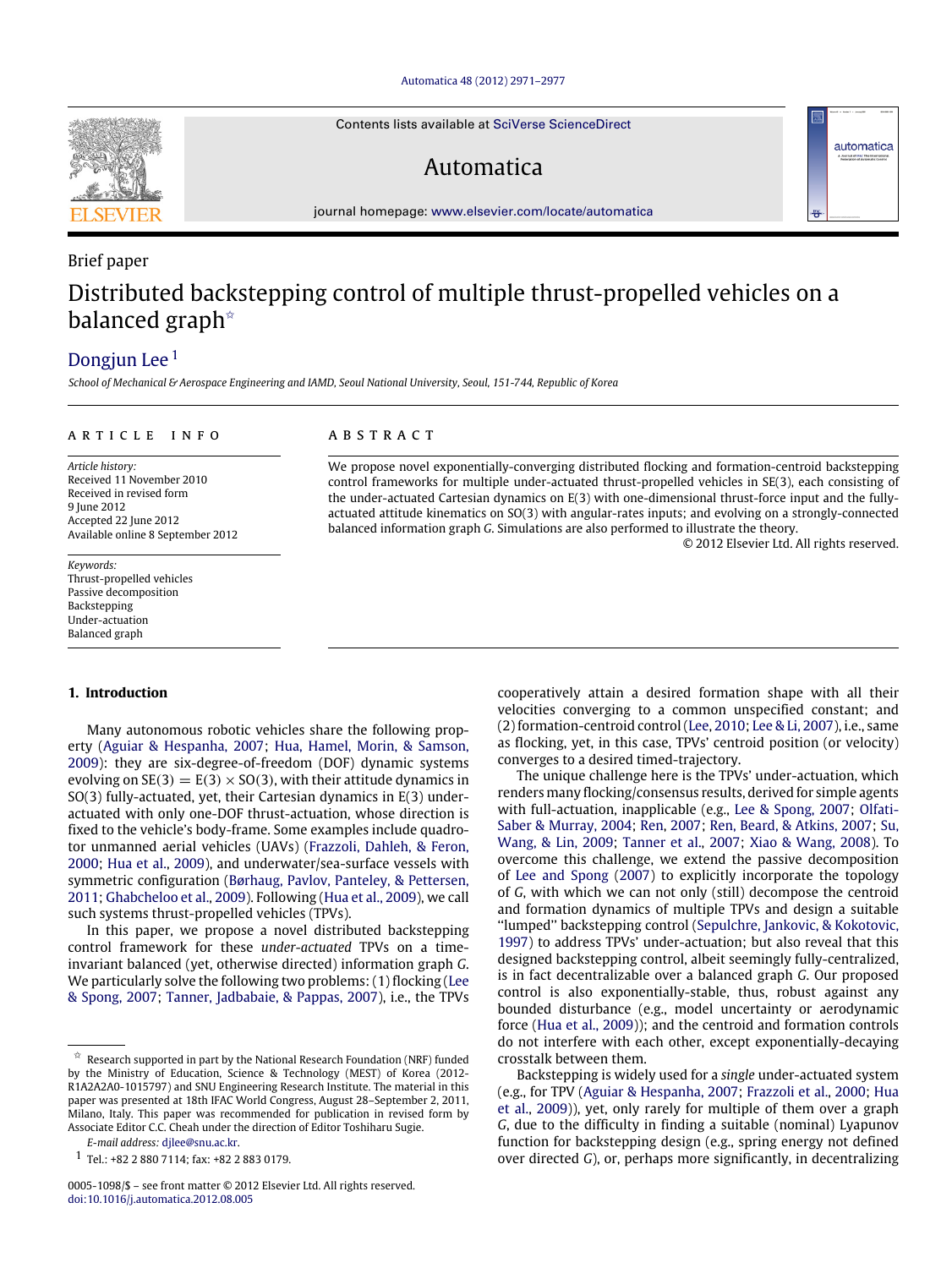Brief paper

# Distributed backstepping control of multiple thrust-propelled vehicles on a balanced graph ☆

Dongjun Lee [1]

*School of Mechanical & Aerospace Engineering and IAMD, Seoul National University, Seoul, 151-744, Republic of Korea*

## ARTICLE INFO

*Article history:*
Received 11 November 2010
Received in revised form
9 June 2012
Accepted 22 June 2012
Available online 8 September 2012

*Keywords:*
Thrust-propelled vehicles
Passive decomposition
Backstepping
Under-actuation
Balanced graph

## ABSTRACT

We propose novel exponentially-converging distributed flocking and formation-centroid backstepping control frameworks for multiple under-actuated thrust-propelled vehicles in SE(3), each consisting of the under-actuated Cartesian dynamics on E(3) with one-dimensional thrust-force input and the fully-actuated attitude kinematics on SO(3) with angular-rates inputs; and evolving on a strongly-connected balanced information graph $G$. Simulations are also performed to illustrate the theory.

© 2012 Elsevier Ltd. All rights reserved.

## 1. Introduction

Many autonomous robotic vehicles share the following property (Aguiar & Hespanha, 2007; Hua, Hamel, Morin, & Samson, 2009): they are six-degree-of-freedom (DOF) dynamic systems evolving on SE(3) = E(3) × SO(3), with their attitude dynamics in SO(3) fully-actuated, yet, their Cartesian dynamics in E(3) under-actuated with only one-DOF thrust-actuation, whose direction is fixed to the vehicle's body-frame. Some examples include quadrotor unmanned aerial vehicles (UAVs) (Frazzoli, Dahleh, & Feron, 2000; Hua et al., 2009), and underwater/sea-surface vessels with symmetric configuration (Børhaug, Pavlov, Panteley, & Pettersen, 2011; Ghabcheloo et al., 2009). Following (Hua et al., 2009), we call such systems thrust-propelled vehicles (TPVs).

In this paper, we propose a novel distributed backstepping control framework for these *under-actuated* TPVs on a time-invariant balanced (yet, otherwise directed) information graph $G$. We particularly solve the following two problems: (1) flocking (Lee & Spong, 2007; Tanner, Jadbabaie, & Pappas, 2007), i.e., the TPVs cooperatively attain a desired formation shape with all their velocities converging to a common unspecified constant; and (2) formation-centroid control (Lee, 2010; Lee & Li, 2007), i.e., same as flocking, yet, in this case, TPVs' centroid position (or velocity) converges to a desired timed-trajectory.

The unique challenge here is the TPVs' under-actuation, which renders many flocking/consensus results, derived for simple agents with full-actuation, inapplicable (e.g., Lee & Spong, 2007; Olfati-Saber & Murray, 2004; Ren, 2007; Ren, Beard, & Atkins, 2007; Su, Wang, & Lin, 2009; Tanner et al., 2007; Xiao & Wang, 2008). To overcome this challenge, we extend the passive decomposition of Lee and Spong (2007) to explicitly incorporate the topology of $G$, with which we can not only (still) decompose the centroid and formation dynamics of multiple TPVs and design a suitable "lumped" backstepping control (Sepulchre, Jankovic, & Kokotovic, 1997) to address TPVs' under-actuation; but also reveal that this designed backstepping control, albeit seemingly fully-centralized, is in fact decentralizable over a balanced graph $G$. Our proposed control is also exponentially-stable, thus, robust against any bounded disturbance (e.g., model uncertainty or aerodynamic force (Hua et al., 2009)); and the centroid and formation controls do not interfere with each other, except exponentially-decaying crosstalk between them.

Backstepping is widely used for a *single* under-actuated system (e.g., for TPV (Aguiar & Hespanha, 2007; Frazzoli et al., 2000; Hua et al., 2009)), yet, only rarely for multiple of them over a graph $G$, due to the difficulty in finding a suitable (nominal) Lyapunov function for backstepping design (e.g., spring energy not defined over directed $G$), or, perhaps more significantly, in decentralizing

---

☆ Research supported in part by the National Research Foundation (NRF) funded by the Ministry of Education, Science & Technology (MEST) of Korea (2012-R1A2A2A0-1015797) and SNU Engineering Research Institute. The material in this paper was presented at 18th IFAC World Congress, August 28–September 2, 2011, Milano, Italy. This paper was recommended for publication in revised form by Associate Editor C.C. Cheah under the direction of Editor Toshiharu Sugie.

*E-mail address:* djlee@snu.ac.kr.

[1] Tel.: +82 2 880 7114; fax: +82 2 883 0179.

0005-1098/$ – see front matter © 2012 Elsevier Ltd. All rights reserved.
doi:10.1016/j.automatica.2012.08.005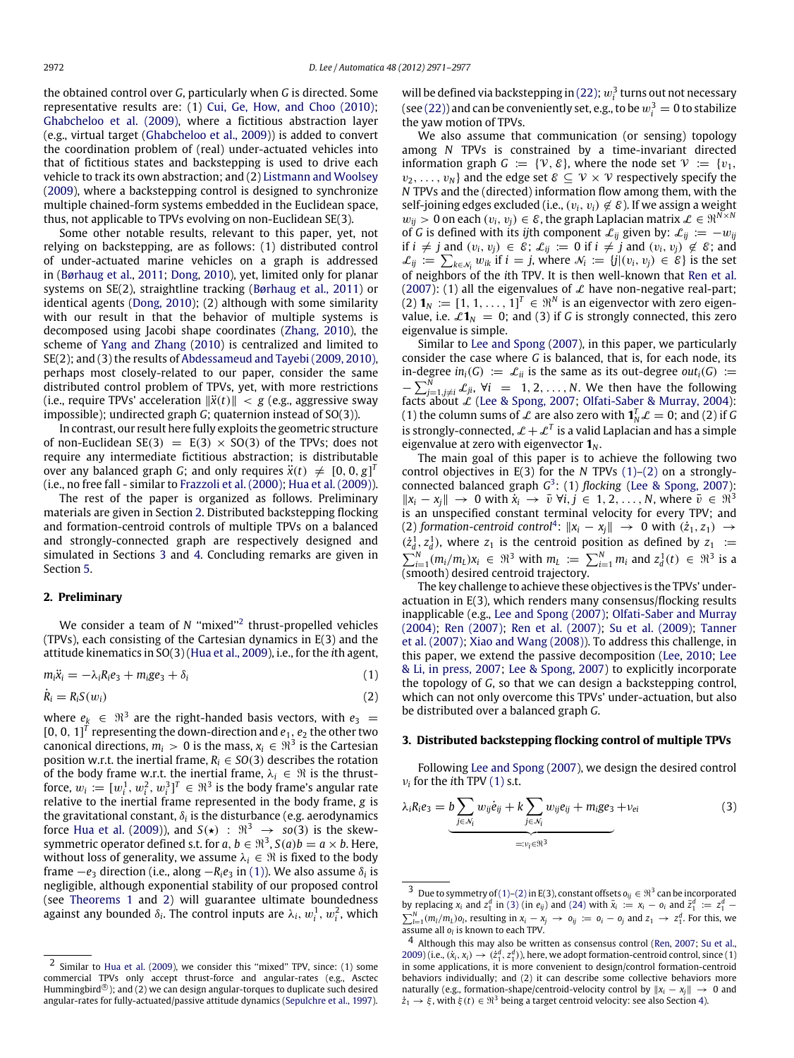the obtained control over $G$, particularly when $G$ is directed. Some representative results are: (1) Cui, Ge, How, and Choo (2010); Ghabcheloo et al. (2009), where a fictitious abstraction layer (e.g., virtual target (Ghabcheloo et al., 2009)) is added to convert the coordination problem of (real) under-actuated vehicles into that of fictitious states and backstepping is used to drive each vehicle to track its own abstraction; and (2) Listmann and Woolsey (2009), where a backstepping control is designed to synchronize multiple chained-form systems embedded in the Euclidean space, thus, not applicable to TPVs evolving on non-Euclidean SE(3).

Some other notable results, relevant to this paper, yet, not relying on backstepping, are as follows: (1) distributed control of under-actuated marine vehicles on a graph is addressed in (Børhaug et al., 2011; Dong, 2010), yet, limited only for planar systems on SE(2), straightline tracking (Børhaug et al., 2011) or identical agents (Dong, 2010); (2) although with some similarity with our result in that the behavior of multiple systems is decomposed using Jacobi shape coordinates (Zhang, 2010), the scheme of Yang and Zhang (2010) is centralized and limited to SE(2); and (3) the results of Abdessameud and Tayebi (2009, 2010), perhaps most closely-related to our paper, consider the same distributed control problem of TPVs, yet, with more restrictions (i.e., require TPVs' acceleration $\|\ddot{x}(t)\| < g$ (e.g., aggressive sway impossible); undirected graph $G$; quaternion instead of SO(3)).

In contrast, our result here fully exploits the geometric structure of non-Euclidean SE(3) = E(3) × SO(3) of the TPVs; does not require any intermediate fictitious abstraction; is distributable over any balanced graph $G$; and only requires $\ddot{x}(t) \neq [0, 0, g]^T$ (i.e., no free fall - similar to Frazzoli et al. (2000); Hua et al. (2009)).

The rest of the paper is organized as follows. Preliminary materials are given in Section 2. Distributed backstepping flocking and formation-centroid controls of multiple TPVs on a balanced and strongly-connected graph are respectively designed and simulated in Sections 3 and 4. Concluding remarks are given in Section 5.

## 2. Preliminary

We consider a team of $N$ "mixed"[2] thrust-propelled vehicles (TPVs), each consisting of the Cartesian dynamics in E(3) and the attitude kinematics in SO(3) (Hua et al., 2009), i.e., for the $i$th agent,

$$m_i \ddot{x}_i = -\lambda_i R_i e_3 + m_i g e_3 + \delta_i \tag{1}$$

$$\dot{R}_i = R_i S(w_i) \tag{2}$$

where $e_k \in \Re^3$ are the right-handed basis vectors, with $e_3 = [0, 0, 1]^T$ representing the down-direction and $e_1, e_2$ the other two canonical directions, $m_i > 0$ is the mass, $x_i \in \Re^3$ is the Cartesian position w.r.t. the inertial frame, $R_i \in SO(3)$ describes the rotation of the body frame w.r.t. the inertial frame, $\lambda_i \in \Re$ is the thrust-force, $w_i := [w_i^1, w_i^2, w_i^3]^T \in \Re^3$ is the body frame's angular rate relative to the inertial frame represented in the body frame, $g$ is the gravitational constant, $\delta_i$ is the disturbance (e.g. aerodynamics force Hua et al. (2009)), and $S(\star) : \Re^3 \to so(3)$ is the skew-symmetric operator defined s.t. for $a, b \in \Re^3$, $S(a)b = a \times b$. Here, without loss of generality, we assume $\lambda_i \in \Re$ is fixed to the body frame $-e_3$ direction (i.e., along $-R_i e_3$ in (1)). We also assume $\delta_i$ is negligible, although exponential stability of our proposed control (see Theorems 1 and 2) will guarantee ultimate boundedness against any bounded $\delta_i$. The control inputs are $\lambda_i, w_i^1, w_i^2$, which will be defined via backstepping in (22); $w_i^3$ turns out not necessary (see (22)) and can be conveniently set, e.g., to be $w_i^3 = 0$ to stabilize the yaw motion of TPVs.

We also assume that communication (or sensing) topology among $N$ TPVs is constrained by a time-invariant directed information graph $G := \{\mathcal{V}, \mathcal{E}\}$, where the node set $\mathcal{V} := \{v_1, v_2, \ldots, v_N\}$ and the edge set $\mathcal{E} \subseteq \mathcal{V} \times \mathcal{V}$ respectively specify the $N$ TPVs and the (directed) information flow among them, with the self-joining edges excluded (i.e., $(v_i, v_i) \notin \mathcal{E}$). If we assign a weight $w_{ij} > 0$ on each $(v_i, v_j) \in \mathcal{E}$, the graph Laplacian matrix $\mathcal{L} \in \Re^{N \times N}$ of $G$ is defined with its $ij$th component $\mathcal{L}_{ij}$ given by: $\mathcal{L}_{ij} := -w_{ij}$ if $i \neq j$ and $(v_i, v_j) \in \mathcal{E}$; $\mathcal{L}_{ij} := 0$ if $i \neq j$ and $(v_i, v_j) \notin \mathcal{E}$; and $\mathcal{L}_{ij} := \sum_{k \in \mathcal{N}_i} w_{ik}$ if $i = j$, where $\mathcal{N}_i := \{j | (v_i, v_j) \in \mathcal{E}\}$ is the set of neighbors of the $i$th TPV. It is then well-known that Ren et al. (2007): (1) all the eigenvalues of $\mathcal{L}$ have non-negative real-part; (2) $\mathbf{1}_N := [1, 1, \ldots, 1]^T \in \Re^N$ is an eigenvector with zero eigenvalue, i.e. $\mathcal{L}\mathbf{1}_N = 0$; and (3) if $G$ is strongly connected, this zero eigenvalue is simple.

Similar to Lee and Spong (2007), in this paper, we particularly consider the case where $G$ is balanced, that is, for each node, its in-degree $in_i(G) := \mathcal{L}_{ii}$ is the same as its out-degree $out_i(G) := -\sum_{j=1, j\neq i}^{N} \mathcal{L}_{ji}$, $\forall i = 1, 2, \ldots, N$. We then have the following facts about $\mathcal{L}$ (Lee & Spong, 2007; Olfati-Saber & Murray, 2004): (1) the column sums of $\mathcal{L}$ are also zero with $\mathbf{1}_N^T \mathcal{L} = 0$; and (2) if $G$ is strongly-connected, $\mathcal{L} + \mathcal{L}^T$ is a valid Laplacian and has a simple eigenvalue at zero with eigenvector $\mathbf{1}_N$.

The main goal of this paper is to achieve the following two control objectives in E(3) for the $N$ TPVs (1)–(2) on a strongly-connected balanced graph $G$[3]: (1) *flocking* (Lee & Spong, 2007): $\|x_i - x_j\| \to 0$ with $\dot{x}_i \to \bar{v}$ $\forall i, j \in 1, 2, \ldots, N$, where $\bar{v} \in \Re^3$ is an unspecified constant terminal velocity for every TPV; and (2) *formation-centroid control*[4]: $\|x_i - x_j\| \to 0$ with $(\dot{z}_1, z_1) \to (\dot{z}_1^d, z_1^d)$, where $z_1$ is the centroid position as defined by $z_1 := \sum_{i=1}^{N} (m_i/m_L) x_i \in \Re^3$ with $m_L := \sum_{i=1}^{N} m_i$ and $z_1^d(t) \in \Re^3$ is a (smooth) desired centroid trajectory.

The key challenge to achieve these objectives is the TPVs' under-actuation in E(3), which renders many consensus/flocking results inapplicable (e.g., Lee and Spong (2007); Olfati-Saber and Murray (2004); Ren (2007); Ren et al. (2007); Su et al. (2009); Tanner et al. (2007); Xiao and Wang (2008)). To address this challenge, in this paper, we extend the passive decomposition (Lee, 2010; Lee & Li, in press, 2007; Lee & Spong, 2007) to explicitly incorporate the topology of $G$, so that we can design a backstepping control, which can not only overcome this TPVs' under-actuation, but also be distributed over a balanced graph $G$.

## 3. Distributed backstepping flocking control of multiple TPVs

Following Lee and Spong (2007), we design the desired control $\nu_i$ for the $i$th TPV (1) s.t.

$$\lambda_i R_i e_3 = \underbrace{b \sum_{j \in \mathcal{N}_i} w_{ij} \dot{e}_{ij} + k \sum_{j \in \mathcal{N}_i} w_{ij} e_{ij} + m_i g e_3}_{=: \nu_i \in \Re^3} + \nu_{ei} \tag{3}$$

---

[2] Similar to Hua et al. (2009), we consider this "mixed" TPV, since: (1) some commercial TPVs only accept thrust-force and angular-rates (e.g., Asctec Hummingbird®); and (2) we can design angular-torques to duplicate such desired angular-rates for fully-actuated/passive attitude dynamics (Sepulchre et al., 1997).

[3] Due to symmetry of (1)–(2) in E(3), constant offsets $o_{ij} \in \Re^3$ can be incorporated by replacing $x_i$ and $z_1^d$ in (3) (in $e_{ij}$) and (24) with $\bar{x}_i := x_i - o_i$ and $\bar{z}_1^d := z_1^d - \sum_{i=1}^{N} (m_i/m_L) o_i$, resulting in $x_i - x_j \to o_{ij} := o_i - o_j$ and $z_1 \to z_1^d$. For this, we assume all $o_i$ is known to each TPV.

[4] Although this may also be written as consensus control (Ren, 2007; Su et al., 2009) (i.e., $(\dot{x}_i, x_i) \to (\dot{z}_1^d, z_1^d)$), here, we adopt formation-centroid control, since (1) in some applications, it is more convenient to design/control formation-centroid behaviors individually; and (2) it can describe some collective behaviors more naturally (e.g., formation-shape/centroid-velocity control by $\|x_i - x_j\| \to 0$ and $\dot{z}_1 \to \xi$, with $\xi(t) \in \Re^3$ being a target centroid velocity: see also Section 4).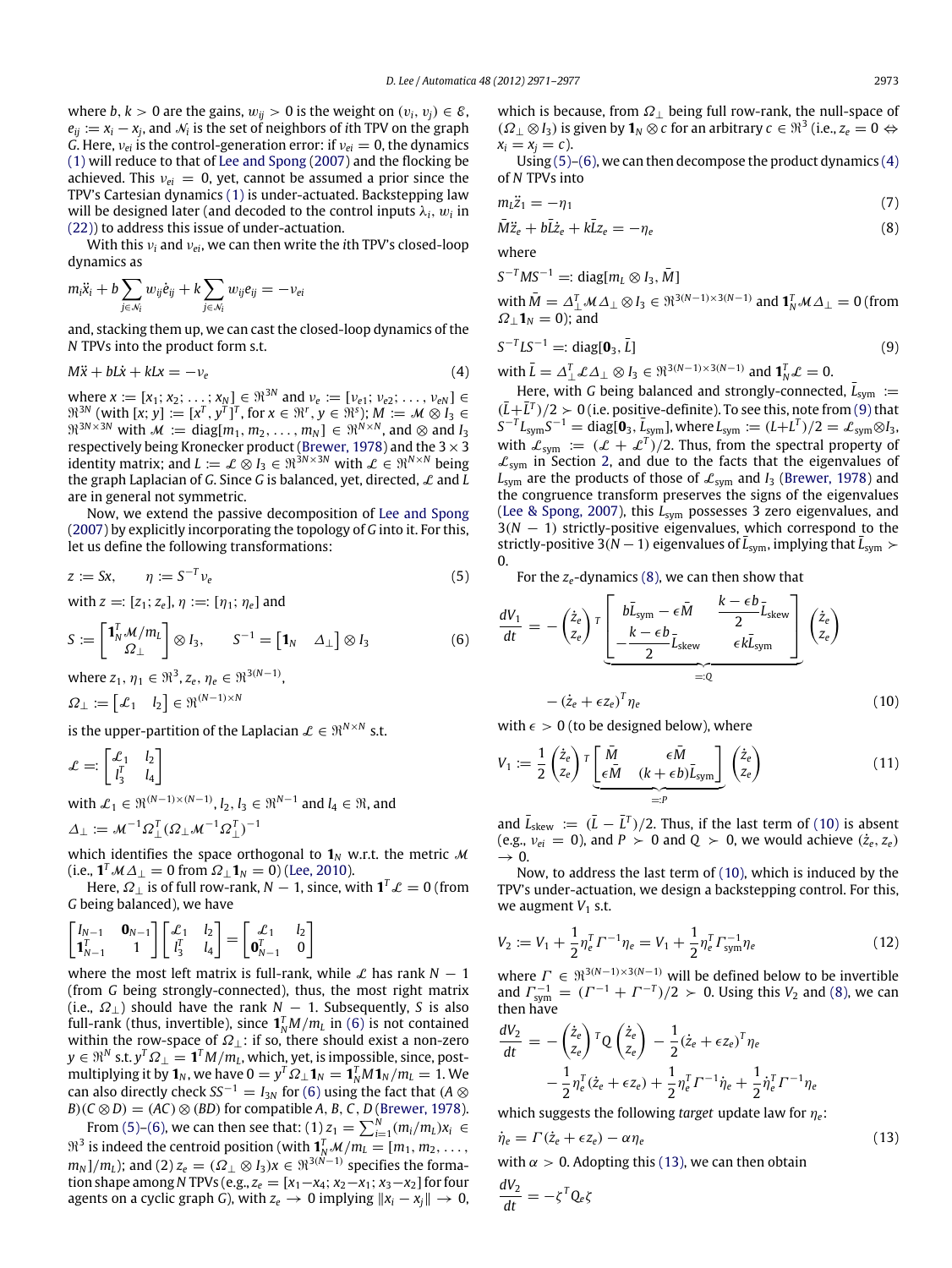where $b, k > 0$ are the gains, $w_{ij} > 0$ is the weight on $(v_i, v_j) \in \mathcal{E}$, $e_{ij} := x_i - x_j$, and $\mathcal{N}_i$ is the set of neighbors of $i$th TPV on the graph $G$. Here, $\nu_{ei}$ is the control-generation error: if $\nu_{ei} = 0$, the dynamics (1) will reduce to that of Lee and Spong (2007) and the flocking be achieved. This $\nu_{ei} = 0$, yet, cannot be assumed a prior since the TPV's Cartesian dynamics (1) is under-actuated. Backstepping law will be designed later (and decoded to the control inputs $\lambda_i$, $w_i$ in (22)) to address this issue of under-actuation.

With this $\nu_i$ and $\nu_{ei}$, we can then write the $i$th TPV's closed-loop dynamics as

$$m_i \ddot{x}_i + b \sum_{j \in \mathcal{N}_i} w_{ij} \dot{e}_{ij} + k \sum_{j \in \mathcal{N}_i} w_{ij} e_{ij} = -\nu_{ei}$$

and, stacking them up, we can cast the closed-loop dynamics of the $N$ TPVs into the product form s.t.

$$M\ddot{x} + bL\dot{x} + kLx = -\nu_e \tag{4}$$

where $x := [x_1; x_2; \ldots; x_N] \in \Re^{3N}$ and $\nu_e := [\nu_{e1}; \nu_{e2}; \ldots, \nu_{eN}] \in \Re^{3N}$ (with $[x; y] := [x^T, y^T]^T$, for $x \in \Re^r$, $y \in \Re^s$); $M := \mathcal{M} \otimes I_3 \in \Re^{3N \times 3N}$ with $\mathcal{M} := \text{diag}[m_1, m_2, \ldots, m_N] \in \Re^{N \times N}$, and $\otimes$ and $I_3$ respectively being Kronecker product (Brewer, 1978) and the $3 \times 3$ identity matrix; and $L := \mathcal{L} \otimes I_3 \in \Re^{3N \times 3N}$ with $\mathcal{L} \in \Re^{N \times N}$ being the graph Laplacian of $G$. Since $G$ is balanced, yet, directed, $\mathcal{L}$ and $L$ are in general not symmetric.

Now, we extend the passive decomposition of Lee and Spong (2007) by explicitly incorporating the topology of $G$ into it. For this, let us define the following transformations:

$$z := Sx, \qquad \eta := S^{-T}\nu_e \tag{5}$$

with $z =: [z_1; z_e]$, $\eta =: [\eta_1; \eta_e]$ and

$$S := \begin{bmatrix} \mathbf{1}_N^T \mathcal{M}/m_L \\ \Omega_\perp \end{bmatrix} \otimes I_3, \qquad S^{-1} = \begin{bmatrix} \mathbf{1}_N & \Delta_\perp \end{bmatrix} \otimes I_3 \tag{6}$$

where $z_1, \eta_1 \in \Re^3$, $z_e, \eta_e \in \Re^{3(N-1)}$,

$$\Omega_\perp := \begin{bmatrix} \mathcal{L}_1 & l_2 \end{bmatrix} \in \Re^{(N-1) \times N}$$

is the upper-partition of the Laplacian $\mathcal{L} \in \Re^{N \times N}$ s.t.

$$\mathcal{L} =: \begin{bmatrix} \mathcal{L}_1 & l_2 \\ l_3^T & l_4 \end{bmatrix}$$

with $\mathcal{L}_1 \in \Re^{(N-1) \times (N-1)}$, $l_2, l_3 \in \Re^{N-1}$ and $l_4 \in \Re$, and

$$\Delta_\perp := \mathcal{M}^{-1} \Omega_\perp^T (\Omega_\perp \mathcal{M}^{-1} \Omega_\perp^T)^{-1}$$

which identifies the space orthogonal to $\mathbf{1}_N$ w.r.t. the metric $\mathcal{M}$ (i.e., $\mathbf{1}^T \mathcal{M} \Delta_\perp = 0$ from $\Omega_\perp \mathbf{1}_N = 0$) (Lee, 2010).

Here, $\Omega_\perp$ is of full row-rank, $N - 1$, since, with $\mathbf{1}^T \mathcal{L} = 0$ (from $G$ being balanced), we have

$$\begin{bmatrix} I_{N-1} & \mathbf{0}_{N-1} \\ \mathbf{1}_{N-1}^T & 1 \end{bmatrix} \begin{bmatrix} \mathcal{L}_1 & l_2 \\ l_3^T & l_4 \end{bmatrix} = \begin{bmatrix} \mathcal{L}_1 & l_2 \\ \mathbf{0}_{N-1}^T & 0 \end{bmatrix}$$

where the most left matrix is full-rank, while $\mathcal{L}$ has rank $N - 1$ (from $G$ being strongly-connected), thus, the most right matrix (i.e., $\Omega_\perp$) should have the rank $N - 1$. Subsequently, $S$ is also full-rank (thus, invertible), since $\mathbf{1}_N^T M/m_L$ in (6) is not contained within the row-space of $\Omega_\perp$: if so, there should exist a non-zero $y \in \Re^N$ s.t. $y^T \Omega_\perp = \mathbf{1}^T M/m_L$, which, yet, is impossible, since, post-multiplying it by $\mathbf{1}_N$, we have $0 = y^T \Omega_\perp \mathbf{1}_N = \mathbf{1}_N^T M \mathbf{1}_N / m_L = 1$. We can also directly check $SS^{-1} = I_{3N}$ for (6) using the fact that $(A \otimes B)(C \otimes D) = (AC) \otimes (BD)$ for compatible $A, B, C, D$ (Brewer, 1978).

From (5)–(6), we can then see that: (1) $z_1 = \sum_{i=1}^N (m_i/m_L) x_i \in \Re^3$ is indeed the centroid position (with $\mathbf{1}_N^T \mathcal{M}/m_L = [m_1, m_2, \ldots, m_N]/m_L$); and (2) $z_e = (\Omega_\perp \otimes I_3)x \in \Re^{3(N-1)}$ specifies the formation shape among $N$ TPVs (e.g., $z_e = [x_1 - x_4; x_2 - x_1; x_3 - x_2]$ for four agents on a cyclic graph $G$), with $z_e \to 0$ implying $\|x_i - x_j\| \to 0$, which is because, from $\Omega_\perp$ being full row-rank, the null-space of $(\Omega_\perp \otimes I_3)$ is given by $\mathbf{1}_N \otimes c$ for an arbitrary $c \in \Re^3$ (i.e., $z_e = 0 \Leftrightarrow x_i = x_j = c$).

Using (5)–(6), we can then decompose the product dynamics (4) of $N$ TPVs into

$$m_L \ddot{z}_1 = -\eta_1 \tag{7}$$

$$\bar{M}\ddot{z}_e + b\bar{L}\dot{z}_e + k\bar{L}z_e = -\eta_e \tag{8}$$

where

$$S^{-T} M S^{-1} =: \text{diag}[m_L \otimes I_3, \bar{M}]$$

with $\bar{M} = \Delta_\perp^T \mathcal{M} \Delta_\perp \otimes I_3 \in \Re^{3(N-1) \times 3(N-1)}$ and $\mathbf{1}_N^T \mathcal{M} \Delta_\perp = 0$ (from $\Omega_\perp \mathbf{1}_N = 0$); and

$$S^{-T} L S^{-1} =: \text{diag}[\mathbf{0}_3, \bar{L}] \tag{9}$$

with $\bar{L} = \Delta_\perp^T \mathcal{L} \Delta_\perp \otimes I_3 \in \Re^{3(N-1) \times 3(N-1)}$ and $\mathbf{1}_N^T \mathcal{L} = 0$.

Here, with $G$ being balanced and strongly-connected, $\bar{L}_{\text{sym}} := (\bar{L} + \bar{L}^T)/2 \succ 0$ (i.e. positive-definite). To see this, note from (9) that $S^{-T} L_{\text{sym}} S^{-1} = \text{diag}[\mathbf{0}_3, \bar{L}_{\text{sym}}]$, where $L_{\text{sym}} := (L + L^T)/2 = \mathcal{L}_{\text{sym}} \otimes I_3$, with $\mathcal{L}_{\text{sym}} := (\mathcal{L} + \mathcal{L}^T)/2$. Thus, from the spectral property of $\mathcal{L}_{\text{sym}}$ in Section 2, and due to the facts that the eigenvalues of $L_{\text{sym}}$ are the products of those of $\mathcal{L}_{\text{sym}}$ and $I_3$ (Brewer, 1978) and the congruence transform preserves the signs of the eigenvalues (Lee & Spong, 2007), this $L_{\text{sym}}$ possesses 3 zero eigenvalues, and $3(N - 1)$ strictly-positive eigenvalues, which correspond to the strictly-positive $3(N - 1)$ eigenvalues of $\bar{L}_{\text{sym}}$, implying that $\bar{L}_{\text{sym}} \succ 0$.

For the $z_e$-dynamics (8), we can then show that

$$\frac{dV_1}{dt} = -\begin{pmatrix} \dot{z}_e \\ z_e \end{pmatrix}^T \underbrace{\begin{bmatrix} b\bar{L}_{\text{sym}} - \epsilon \bar{M} & \dfrac{k - \epsilon b}{2} \bar{L}_{\text{skew}} \\ -\dfrac{k - \epsilon b}{2} \bar{L}_{\text{skew}} & \epsilon k \bar{L}_{\text{sym}} \end{bmatrix}}_{=:Q} \begin{pmatrix} \dot{z}_e \\ z_e \end{pmatrix} - (\dot{z}_e + \epsilon z_e)^T \eta_e \tag{10}$$

with $\epsilon > 0$ (to be designed below), where

$$V_1 := \frac{1}{2} \begin{pmatrix} \dot{z}_e \\ z_e \end{pmatrix}^T \underbrace{\begin{bmatrix} \bar{M} & \epsilon \bar{M} \\ \epsilon \bar{M} & (k + \epsilon b) \bar{L}_{\text{sym}} \end{bmatrix}}_{=:P} \begin{pmatrix} \dot{z}_e \\ z_e \end{pmatrix} \tag{11}$$

and $\bar{L}_{\text{skew}} := (\bar{L} - \bar{L}^T)/2$. Thus, if the last term of (10) is absent (e.g., $\nu_{ei} = 0$), and $P \succ 0$ and $Q \succ 0$, we would achieve $(\dot{z}_e, z_e) \to 0$.

Now, to address the last term of (10), which is induced by the TPV's under-actuation, we design a backstepping control. For this, we augment $V_1$ s.t.

$$V_2 := V_1 + \frac{1}{2} \eta_e^T \Gamma^{-1} \eta_e = V_1 + \frac{1}{2} \eta_e^T \Gamma_{\text{sym}}^{-1} \eta_e \tag{12}$$

where $\Gamma \in \Re^{3(N-1) \times 3(N-1)}$ will be defined below to be invertible and $\Gamma_{\text{sym}}^{-1} = (\Gamma^{-1} + \Gamma^{-T})/2 \succ 0$. Using this $V_2$ and (8), we can then have

$$\frac{dV_2}{dt} = -\begin{pmatrix} \dot{z}_e \\ z_e \end{pmatrix}^T Q \begin{pmatrix} \dot{z}_e \\ z_e \end{pmatrix} - \frac{1}{2} (\dot{z}_e + \epsilon z_e)^T \eta_e - \frac{1}{2} \eta_e^T (\dot{z}_e + \epsilon z_e) + \frac{1}{2} \eta_e^T \Gamma^{-1} \dot{\eta}_e + \frac{1}{2} \dot{\eta}_e^T \Gamma^{-1} \eta_e$$

which suggests the following *target* update law for $\eta_e$:

$$\dot{\eta}_e = \Gamma(\dot{z}_e + \epsilon z_e) - \alpha \eta_e \tag{13}$$

with $\alpha > 0$. Adopting this (13), we can then obtain

$$\frac{dV_2}{dt} = -\zeta^T Q_e \zeta$$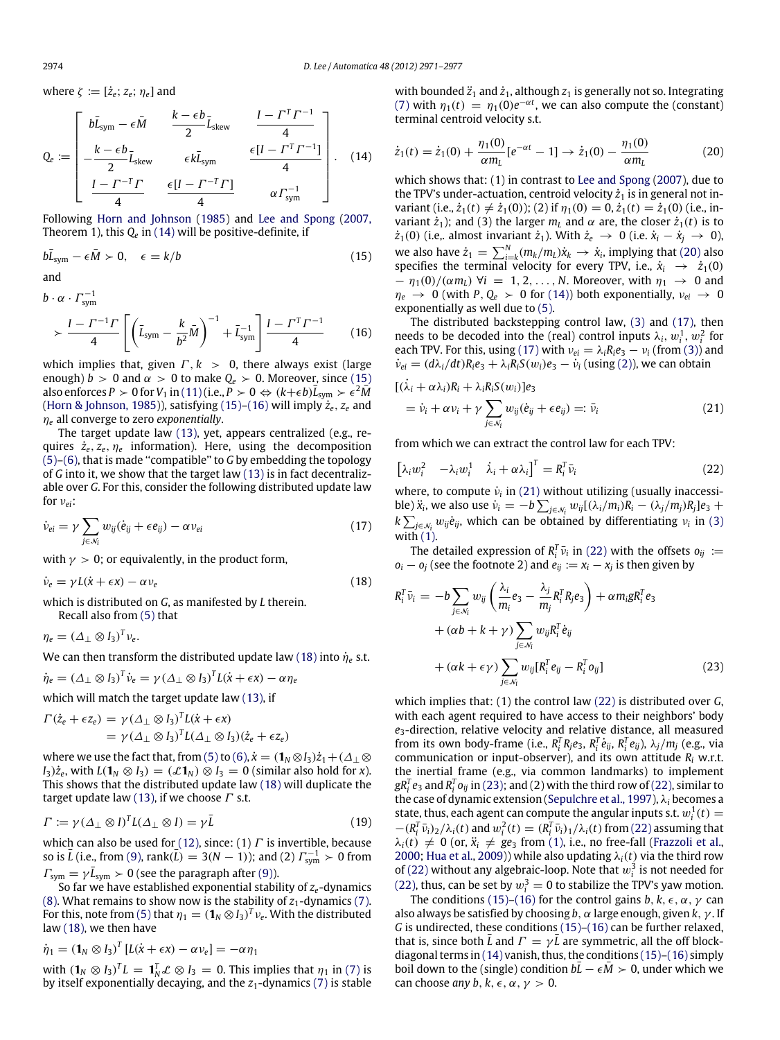where $\zeta := [\dot{z}_e; z_e; \eta_e]$ and

$$Q_e := \begin{bmatrix} b\bar{L}_{\text{sym}} - \epsilon\bar{M} & \frac{k-\epsilon b}{2}\bar{L}_{\text{skew}} & \frac{I - \Gamma^T\Gamma^{-1}}{4} \\ -\frac{k-\epsilon b}{2}\bar{L}_{\text{skew}} & \epsilon k\bar{L}_{\text{sym}} & \frac{\epsilon[I - \Gamma^T\Gamma^{-1}]}{4} \\ \frac{I - \Gamma^{-T}\Gamma}{4} & \frac{\epsilon[I - \Gamma^{-T}\Gamma]}{4} & \alpha\Gamma_{\text{sym}}^{-1} \end{bmatrix}. \quad (14)$$

Following Horn and Johnson (1985) and Lee and Spong (2007, Theorem 1), this $Q_e$ in (14) will be positive-definite, if

$$b\bar{L}_{\text{sym}} - \epsilon\bar{M} \succ 0, \quad \epsilon = k/b \quad (15)$$

and

$$b \cdot \alpha \cdot \Gamma_{\text{sym}}^{-1} \succ \frac{I - \Gamma^{-1}\Gamma}{4}\left[\left(\bar{L}_{\text{sym}} - \frac{k}{b^2}\bar{M}\right)^{-1} + \bar{L}_{\text{sym}}^{-1}\right]\frac{I - \Gamma^T\Gamma^{-1}}{4} \quad (16)$$

which implies that, given $\Gamma, k > 0$, there always exist (large enough) $b > 0$ and $\alpha > 0$ to make $Q_e \succ 0$. Moreover, since (15) also enforces $P \succ 0$ for $V_1$ in (11) (i.e., $P \succ 0 \Leftrightarrow (k+\epsilon b)\bar{L}_{\text{sym}} \succ \epsilon^2\bar{M}$ (Horn & Johnson, 1985)), satisfying (15)–(16) will imply $\dot{z}_e$, $z_e$ and $\eta_e$ all converge to zero *exponentially*.

The target update law (13), yet, appears centralized (e.g., requires $\dot{z}_e, z_e, \eta_e$ information). Here, using the decomposition (5)–(6), that is made "compatible" to $G$ by embedding the topology of $G$ into it, we show that the target law (13) is in fact decentralizable over $G$. For this, consider the following distributed update law for $\nu_{ei}$:

$$\dot{\nu}_{ei} = \gamma\sum_{j\in\mathcal{N}_i} w_{ij}(\dot{e}_{ij} + \epsilon e_{ij}) - \alpha\nu_{ei} \quad (17)$$

with $\gamma > 0$; or equivalently, in the product form,

$$\dot{\nu}_e = \gamma L(\dot{x} + \epsilon x) - \alpha\nu_e \quad (18)$$

which is distributed on $G$, as manifested by $L$ therein.

Recall also from (5) that

$$\eta_e = (\Delta_\perp \otimes I_3)^T\nu_e.$$

We can then transform the distributed update law (18) into $\dot{\eta}_e$ s.t.

$$\dot{\eta}_e = (\Delta_\perp \otimes I_3)^T\dot{\nu}_e = \gamma(\Delta_\perp \otimes I_3)^T L(\dot{x} + \epsilon x) - \alpha\eta_e$$

which will match the target update law (13), if

$$\begin{aligned}\Gamma(\dot{z}_e + \epsilon z_e) &= \gamma(\Delta_\perp \otimes I_3)^T L(\dot{x} + \epsilon x) \\ &= \gamma(\Delta_\perp \otimes I_3)^T L(\Delta_\perp \otimes I_3)(\dot{z}_e + \epsilon z_e)\end{aligned}$$

where we use the fact that, from (5) to (6), $\dot{x} = (\mathbf{1}_N \otimes I_3)\dot{z}_1 + (\Delta_\perp \otimes I_3)\dot{z}_e$, with $L(\mathbf{1}_N \otimes I_3) = (\mathcal{L}\mathbf{1}_N) \otimes I_3 = 0$ (similar also hold for $x$). This shows that the distributed update law (18) will duplicate the target update law (13), if we choose $\Gamma$ s.t.

$$\Gamma := \gamma(\Delta_\perp \otimes I)^T L(\Delta_\perp \otimes I) = \gamma\bar{L} \quad (19)$$

which can also be used for (12), since: (1) $\Gamma$ is invertible, because so is $\bar{L}$ (i.e., from (9), rank($\bar{L}$) = $3(N-1)$); and (2) $\Gamma_{\text{sym}}^{-1} \succ 0$ from $\Gamma_{\text{sym}} = \gamma\bar{L}_{\text{sym}} \succ 0$ (see the paragraph after (9)).

So far we have established exponential stability of $z_e$-dynamics (8). What remains to show now is the stability of $z_1$-dynamics (7). For this, note from (5) that $\eta_1 = (\mathbf{1}_N \otimes I_3)^T\nu_e$. With the distributed law (18), we then have

$$\dot{\eta}_1 = (\mathbf{1}_N \otimes I_3)^T[L(\dot{x} + \epsilon x) - \alpha\nu_e] = -\alpha\eta_1$$

with $(\mathbf{1}_N \otimes I_3)^T L = \mathbf{1}_N^T\mathcal{L} \otimes I_3 = 0$. This implies that $\eta_1$ in (7) is by itself exponentially decaying, and the $z_1$-dynamics (7) is stable with bounded $\ddot{z}_1$ and $\dot{z}_1$, although $z_1$ is generally not so. Integrating (7) with $\eta_1(t) = \eta_1(0)e^{-\alpha t}$, we can also compute the (constant) terminal centroid velocity s.t.

$$\dot{z}_1(t) = \dot{z}_1(0) + \frac{\eta_1(0)}{\alpha m_L}[e^{-\alpha t} - 1] \to \dot{z}_1(0) - \frac{\eta_1(0)}{\alpha m_L} \quad (20)$$

which shows that: (1) in contrast to Lee and Spong (2007), due to the TPV's under-actuation, centroid velocity $\dot{z}_1$ is in general not invariant (i.e., $\dot{z}_1(t) \neq \dot{z}_1(0)$); (2) if $\eta_1(0) = 0, \dot{z}_1(t) = \dot{z}_1(0)$ (i.e., invariant $\dot{z}_1$); and (3) the larger $m_L$ and $\alpha$ are, the closer $\dot{z}_1(t)$ is to $\dot{z}_1(0)$ (i.e,. almost invariant $\dot{z}_1$). With $\dot{z}_e \to 0$ (i.e. $\dot{x}_i - \dot{x}_j \to 0$), we also have $\dot{z}_1 = \sum_{i=k}^N (m_k/m_L)\dot{x}_k \to \dot{x}_i$, implying that (20) also specifies the terminal velocity for every TPV, i.e., $\dot{x}_i \to \dot{z}_1(0) - \eta_1(0)/(\alpha m_L)$ $\forall i = 1, 2, \ldots, N$. Moreover, with $\eta_1 \to 0$ and $\eta_e \to 0$ (with $P, Q_e \succ 0$ from (14)) both exponentially, $\nu_{ei} \to 0$ exponentially as well due to (5).

The distributed backstepping control law, (3) and (17), then needs to be decoded into the (real) control inputs $\lambda_i$, $w_i^1$, $w_i^2$ for each TPV. For this, using (17) with $\nu_{ei} = \lambda_i R_i e_3 - \nu_i$ (from (3)) and $\dot{\nu}_{ei} = (d\lambda_i/dt)R_i e_3 + \lambda_i R_i S(w_i)e_3 - \dot{\nu}_i$ (using (2)), we can obtain

$$\begin{aligned}&[(\dot{\lambda}_i + \alpha\lambda_i)R_i + \lambda_i R_i S(w_i)]e_3 \\ &\quad = \dot{\nu}_i + \alpha\nu_i + \gamma\sum_{j\in\mathcal{N}_i} w_{ij}(\dot{e}_{ij} + \epsilon e_{ij}) =: \bar{\nu}_i\end{aligned} \quad (21)$$

from which we can extract the control law for each TPV:

$$\begin{bmatrix}\lambda_i w_i^2 & -\lambda_i w_i^1 & \dot{\lambda}_i + \alpha\lambda_i\end{bmatrix}^T = R_i^T\bar{\nu}_i \quad (22)$$

where, to compute $\dot{\nu}_i$ in (21) without utilizing (usually inaccessible) $\ddot{x}_i$, we also use $\dot{\nu}_i = -b\sum_{j\in\mathcal{N}_i} w_{ij}[(\lambda_i/m_i)R_i - (\lambda_j/m_j)R_j]e_3 + k\sum_{j\in\mathcal{N}_i} w_{ij}\dot{e}_{ij}$, which can be obtained by differentiating $\nu_i$ in (3) with (1).

The detailed expression of $R_i^T\bar{\nu}_i$ in (22) with the offsets $o_{ij} := o_i - o_j$ (see the footnote 2) and $e_{ij} := x_i - x_j$ is then given by

$$\begin{aligned}R_i^T\bar{\nu}_i &= -b\sum_{j\in\mathcal{N}_i} w_{ij}\left(\frac{\lambda_i}{m_i}e_3 - \frac{\lambda_j}{m_j}R_i^T R_j e_3\right) + \alpha m_i g R_i^T e_3 \\ &\quad + (\alpha b + k + \gamma)\sum_{j\in\mathcal{N}_i} w_{ij}R_i^T\dot{e}_{ij} \\ &\quad + (\alpha k + \epsilon\gamma)\sum_{j\in\mathcal{N}_i} w_{ij}[R_i^T e_{ij} - R_i^T o_{ij}]\end{aligned} \quad (23)$$

which implies that: (1) the control law (22) is distributed over $G$, with each agent required to have access to its neighbors' body $e_3$-direction, relative velocity and relative distance, all measured from its own body-frame (i.e., $R_i^T R_j e_3$, $R_i^T\dot{e}_{ij}$, $R_i^T e_{ij}$), $\lambda_j/m_j$ (e.g., via communication or input-observer), and its own attitude $R_i$ w.r.t. the inertial frame (e.g., via common landmarks) to implement $gR_i^T e_3$ and $R_i^T o_{ij}$ in (23); and (2) with the third row of (22), similar to the case of dynamic extension (Sepulchre et al., 1997), $\lambda_i$ becomes a state, thus, each agent can compute the angular inputs s.t. $w_i^1(t) = -(R_i^T\bar{\nu}_i)_2/\lambda_i(t)$ and $w_i^2(t) = (R_i^T\bar{\nu}_i)_1/\lambda_i(t)$ from (22) assuming that $\lambda_i(t) \neq 0$ (or, $\ddot{x}_i \neq ge_3$ from (1), i.e., no free-fall (Frazzoli et al., 2000; Hua et al., 2009)) while also updating $\lambda_i(t)$ via the third row of (22) without any algebraic-loop. Note that $w_i^3$ is not needed for (22), thus, can be set by $w_i^3 = 0$ to stabilize the TPV's yaw motion.

The conditions (15)–(16) for the control gains $b, k, \epsilon, \alpha, \gamma$ can also always be satisfied by choosing $b, \alpha$ large enough, given $k, \gamma$. If $G$ is undirected, these conditions (15)–(16) can be further relaxed, that is, since both $\bar{L}$ and $\Gamma = \gamma\bar{L}$ are symmetric, all the off block-diagonal terms in (14) vanish, thus, the conditions (15)–(16) simply boil down to the (single) condition $b\bar{L} - \epsilon\bar{M} \succ 0$, under which we can choose *any* $b, k, \epsilon, \alpha, \gamma > 0$.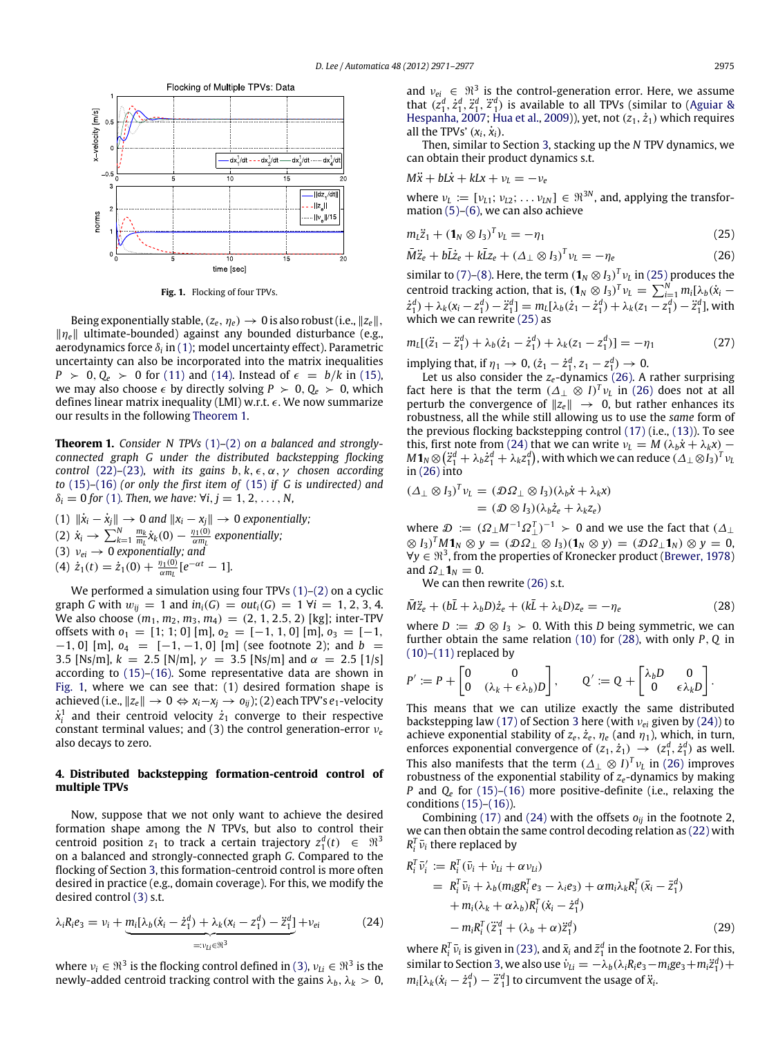Fig. 1. Flocking of four TPVs.

Being exponentially stable, $(z_e, \eta_e) \to 0$ is also robust (i.e., $\|z_e\|$, $\|\eta_e\|$ ultimate-bounded) against any bounded disturbance (e.g., aerodynamics force $\delta_i$ in (1); model uncertainty effect). Parametric uncertainty can also be incorporated into the matrix inequalities $P \succ 0, Q_e \succ 0$ for (11) and (14). Instead of $\epsilon = b/k$ in (15), we may also choose $\epsilon$ by directly solving $P \succ 0, Q_e \succ 0$, which defines linear matrix inequality (LMI) w.r.t. $\epsilon$. We now summarize our results in the following Theorem 1.

**Theorem 1.** *Consider $N$ TPVs (1)–(2) on a balanced and strongly-connected graph $G$ under the distributed backstepping flocking control (22)–(23), with its gains $b, k, \epsilon, \alpha, \gamma$ chosen according to (15)–(16) (or only the first item of (15) if $G$ is undirected) and $\delta_i = 0$ for (1). Then, we have: $\forall i, j = 1, 2, \ldots, N$,*

(1) $\|\dot{x}_i - \dot{x}_j\| \to 0$ *and* $\|x_i - x_j\| \to 0$ *exponentially;*
(2) $\dot{x}_i \to \sum_{k=1}^{N} \frac{m_k}{m_L}\dot{x}_k(0) - \frac{\eta_1(0)}{\alpha m_L}$ *exponentially;*
(3) $\nu_{ei} \to 0$ *exponentially; and*
(4) $\dot{z}_1(t) = \dot{z}_1(0) + \frac{\eta_1(0)}{\alpha m_L}[e^{-\alpha t} - 1]$.

We performed a simulation using four TPVs (1)–(2) on a cyclic graph $G$ with $w_{ij} = 1$ and $in_i(G) = out_i(G) = 1\ \forall i = 1, 2, 3, 4$. We also choose $(m_1, m_2, m_3, m_4) = (2, 1, 2.5, 2)$ [kg]; inter-TPV offsets with $o_1 = [1; 1; 0]$ [m], $o_2 = [-1, 1, 0]$ [m], $o_3 = [-1, -1, 0]$ [m], $o_4 = [-1, -1, 0]$ [m] (see footnote 2); and $b = 3.5$ [Ns/m], $k = 2.5$ [N/m], $\gamma = 3.5$ [Ns/m] and $\alpha = 2.5$ [1/s] according to (15)–(16). Some representative data are shown in Fig. 1, where we can see that: (1) desired formation shape is achieved (i.e., $\|z_e\| \to 0 \Leftrightarrow x_i - x_j \to o_{ij}$); (2) each TPV's $e_1$-velocity $\dot{x}_i^1$ and their centroid velocity $\dot{z}_1$ converge to their respective constant terminal values; and (3) the control generation-error $\nu_e$ also decays to zero.

## 4. Distributed backstepping formation-centroid control of multiple TPVs

Now, suppose that we not only want to achieve the desired formation shape among the $N$ TPVs, but also to control their centroid position $z_1$ to track a certain trajectory $z_1^d(t) \in \Re^3$ on a balanced and strongly-connected graph $G$. Compared to the flocking of Section 3, this formation-centroid control is more often desired in practice (e.g., domain coverage). For this, we modify the desired control (3) s.t.

$$\lambda_i R_i e_3 = \nu_i + \underbrace{m_i[\lambda_b(\dot{x}_i - \dot{z}_1^d) + \lambda_k(x_i - z_1^d) - \ddot{z}_1^d]}_{=:\nu_{Li} \in \Re^3} + \nu_{ei} \tag{24}$$

where $\nu_i \in \Re^3$ is the flocking control defined in (3), $\nu_{Li} \in \Re^3$ is the newly-added centroid tracking control with the gains $\lambda_b, \lambda_k > 0$, and $\nu_{ei} \in \Re^3$ is the control-generation error. Here, we assume that $(z_1^d, \dot{z}_1^d, \ddot{z}_1^d, \dddot{z}_1^d)$ is available to all TPVs (similar to (Aguiar & Hespanha, 2007; Hua et al., 2009)), yet, not $(z_1, \dot{z}_1)$ which requires all the TPVs' $(x_i, \dot{x}_i)$.

Then, similar to Section 3, stacking up the $N$ TPV dynamics, we can obtain their product dynamics s.t.

$$M\ddot{x} + bL\dot{x} + kLx + \nu_L = -\nu_e$$

where $\nu_L := [\nu_{L1}; \nu_{L2}; \ldots \nu_{LN}] \in \Re^{3N}$, and, applying the transformation (5)–(6), we can also achieve

$$m_L\ddot{z}_1 + (\mathbf{1}_N \otimes I_3)^T \nu_L = -\eta_1 \tag{25}$$

$$\bar{M}\ddot{z}_e + b\bar{L}\dot{z}_e + k\bar{L}z_e + (\Delta_\perp \otimes I_3)^T \nu_L = -\eta_e \tag{26}$$

similar to (7)–(8). Here, the term $(\mathbf{1}_N \otimes I_3)^T \nu_L$ in (25) produces the centroid tracking action, that is, $(\mathbf{1}_N \otimes I_3)^T \nu_L = \sum_{i=1}^{N} m_i[\lambda_b(\dot{x}_i - \dot{z}_1^d) + \lambda_k(x_i - z_1^d) - \ddot{z}_1^d] = m_L[\lambda_b(\dot{z}_1 - \dot{z}_1^d) + \lambda_k(z_1 - z_1^d) - \ddot{z}_1^d]$, with which we can rewrite (25) as

$$m_L[(\ddot{z}_1 - \ddot{z}_1^d) + \lambda_b(\dot{z}_1 - \dot{z}_1^d) + \lambda_k(z_1 - z_1^d)] = -\eta_1 \tag{27}$$

implying that, if $\eta_1 \to 0$, $(\dot{z}_1 - \dot{z}_1^d, z_1 - z_1^d) \to 0$.

Let us also consider the $z_e$-dynamics (26). A rather surprising fact here is that the term $(\Delta_\perp \otimes I)^T \nu_L$ in (26) does not at all perturb the convergence of $\|z_e\| \to 0$, but rather enhances its robustness, all the while still allowing us to use the *same* form of the previous flocking backstepping control (17) (i.e., (13)). To see this, first note from (24) that we can write $\nu_L = M(\lambda_b\dot{x} + \lambda_k x) - M\mathbf{1}_N \otimes (\ddot{z}_1^d + \lambda_b\dot{z}_1^d + \lambda_k z_1^d)$, with which we can reduce $(\Delta_\perp \otimes I)^T \nu_L$ in (26) into

$$\begin{aligned}(\Delta_\perp \otimes I_3)^T \nu_L &= (\mathcal{D}\Omega_\perp \otimes I_3)(\lambda_b\dot{x} + \lambda_k x) \\ &= (\mathcal{D} \otimes I_3)(\lambda_b\dot{z}_e + \lambda_k z_e)\end{aligned}$$

where $\mathcal{D} := (\Omega_\perp M^{-1}\Omega_\perp^T)^{-1} \succ 0$ and we use the fact that $(\Delta_\perp \otimes I_3)^T M\mathbf{1}_N \otimes y = (\mathcal{D}\Omega_\perp \otimes I_3)(\mathbf{1}_N \otimes y) = (\mathcal{D}\Omega_\perp\mathbf{1}_N) \otimes y = 0$, $\forall y \in \Re^3$, from the properties of Kronecker product (Brewer, 1978) and $\Omega_\perp\mathbf{1}_N = 0$.

We can then rewrite (26) s.t.

$$\bar{M}\ddot{z}_e + (b\bar{L} + \lambda_b D)\dot{z}_e + (k\bar{L} + \lambda_k D)z_e = -\eta_e \tag{28}$$

where $D := \mathcal{D} \otimes I_3 \succ 0$. With this $D$ being symmetric, we can further obtain the same relation (10) for (28), with only $P, Q$ in (10)–(11) replaced by

$$P' := P + \begin{bmatrix} 0 & 0 \\ 0 & (\lambda_k + \epsilon\lambda_b)D \end{bmatrix}, \qquad Q' := Q + \begin{bmatrix} \lambda_b D & 0 \\ 0 & \epsilon\lambda_k D \end{bmatrix}.$$

This means that we can utilize exactly the same distributed backstepping law (17) of Section 3 here (with $\nu_{ei}$ given by (24)) to achieve exponential stability of $z_e, \dot{z}_e, \eta_e$ (and $\eta_1$), which, in turn, enforces exponential convergence of $(z_1, \dot{z}_1) \to (z_1^d, \dot{z}_1^d)$ as well. This also manifests that the term $(\Delta_\perp \otimes I)^T \nu_L$ in (26) improves robustness of the exponential stability of $z_e$-dynamics by making $P$ and $Q_e$ for (15)–(16) more positive-definite (i.e., relaxing the conditions (15)–(16)).

Combining (17) and (24) with the offsets $o_{ij}$ in the footnote 2, we can then obtain the same control decoding relation as (22) with $R_i^T\bar{\nu}_i$ there replaced by

$$\begin{aligned}R_i^T\bar{\nu}_i' &:= R_i^T(\bar{\nu}_i + \dot{\nu}_{Li} + \alpha\nu_{Li}) \\ &= R_i^T\bar{\nu}_i + \lambda_b(m_i g R_i^T e_3 - \lambda_i e_3) + \alpha m_i\lambda_k R_i^T(\bar{x}_i - \bar{z}_1^d) \\ &\quad + m_i(\lambda_k + \alpha\lambda_b)R_i^T(\dot{x}_i - \dot{z}_1^d) \\ &\quad - m_i R_i^T(\dddot{z}_1^d + (\lambda_b + \alpha)\ddot{z}_1^d)\end{aligned} \tag{29}$$

where $R_i^T\bar{\nu}_i$ is given in (23), and $\bar{x}_i$ and $\bar{z}_1^d$ in the footnote 2. For this, similar to Section 3, we also use $\dot{\nu}_{Li} = -\lambda_b(\lambda_i R_i e_3 - m_i g e_3 + m_i\ddot{z}_1^d) + m_i[\lambda_k(\dot{x}_i - \dot{z}_1^d) - \dddot{z}_1^d]$ to circumvent the usage of $\ddot{x}_i$.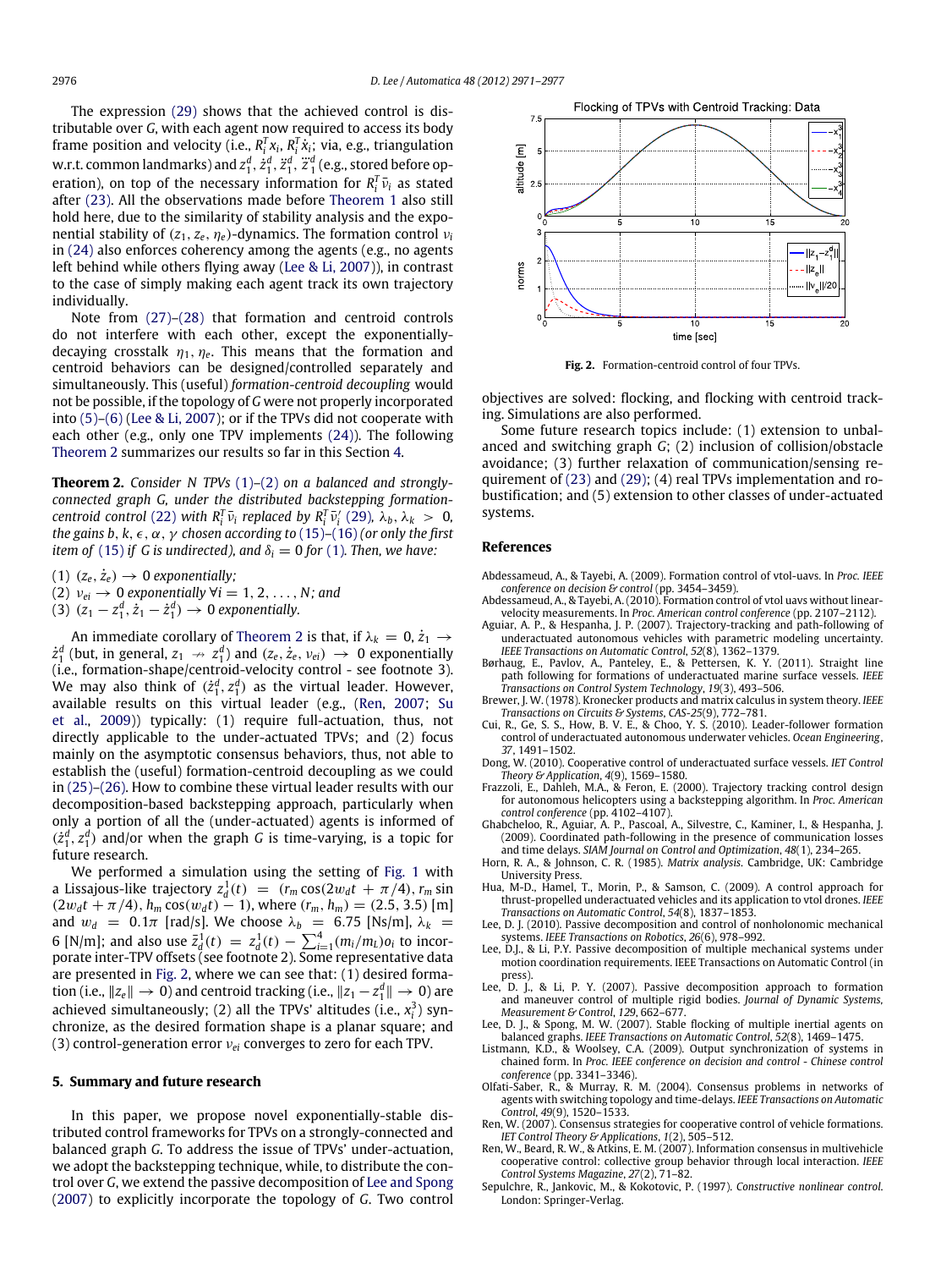The expression (29) shows that the achieved control is distributable over $G$, with each agent now required to access its body frame position and velocity (i.e., $R_i^T x_i$, $R_i^T \dot{x}_i$; via, e.g., triangulation w.r.t. common landmarks) and $z_1^d$, $\dot{z}_1^d$, $\ddot{z}_1^d$, $\dddot{z}_1^d$ (e.g., stored before operation), on top of the necessary information for $R_i^T \bar{\nu}_i$ as stated after (23). All the observations made before Theorem 1 also still hold here, due to the similarity of stability analysis and the exponential stability of $(z_1, z_e, \eta_e)$-dynamics. The formation control $\nu_i$ in (24) also enforces coherency among the agents (e.g., no agents left behind while others flying away (Lee & Li, 2007)), in contrast to the case of simply making each agent track its own trajectory individually.

Note from (27)–(28) that formation and centroid controls do not interfere with each other, except the exponentially-decaying crosstalk $\eta_1, \eta_e$. This means that the formation and centroid behaviors can be designed/controlled separately and simultaneously. This (useful) *formation-centroid decoupling* would not be possible, if the topology of $G$ were not properly incorporated into (5)–(6) (Lee & Li, 2007); or if the TPVs did not cooperate with each other (e.g., only one TPV implements (24)). The following Theorem 2 summarizes our results so far in this Section 4.

**Theorem 2.** *Consider $N$ TPVs (1)–(2) on a balanced and strongly-connected graph $G$, under the distributed backstepping formation-centroid control (22) with $R_i^T \bar{\nu}_i$ replaced by $R_i^T \bar{\nu}_i'$ (29), $\lambda_b, \lambda_k > 0$, the gains $b, k, \epsilon, \alpha, \gamma$ chosen according to (15)–(16) (or only the first item of (15) if $G$ is undirected), and $\delta_i = 0$ for (1). Then, we have:*

(1) $(z_e, \dot{z}_e) \to 0$ *exponentially;*
(2) $\nu_{ei} \to 0$ *exponentially* $\forall i = 1, 2, \ldots, N$; *and*
(3) $(z_1 - z_1^d, \dot{z}_1 - \dot{z}_1^d) \to 0$ *exponentially.*

An immediate corollary of Theorem 2 is that, if $\lambda_k = 0$, $\dot{z}_1 \to \dot{z}_1^d$ (but, in general, $z_1 \nrightarrow z_1^d$) and $(z_e, \dot{z}_e, \nu_{ei}) \to 0$ exponentially (i.e., formation-shape/centroid-velocity control - see footnote 3). We may also think of $(\dot{z}_1^d, z_1^d)$ as the virtual leader. However, available results on this virtual leader (e.g., (Ren, 2007; Su et al., 2009)) typically: (1) require full-actuation, thus, not directly applicable to the under-actuated TPVs; and (2) focus mainly on the asymptotic consensus behaviors, thus, not able to establish the (useful) formation-centroid decoupling as we could in (25)–(26). How to combine these virtual leader results with our decomposition-based backstepping approach, particularly when only a portion of all the (under-actuated) agents is informed of $(\dot{z}_1^d, z_1^d)$ and/or when the graph $G$ is time-varying, is a topic for future research.

We performed a simulation using the setting of Fig. 1 with a Lissajous-like trajectory $z_d^1(t) = (r_m \cos(2w_d t + \pi/4), r_m \sin(2w_d t + \pi/4), h_m \cos(w_d t) - 1)$, where $(r_m, h_m) = (2.5, 3.5)$ [m] and $w_d = 0.1\pi$ [rad/s]. We choose $\lambda_b = 6.75$ [Ns/m], $\lambda_k = 6$ [N/m]; and also use $\bar{z}_d^1(t) = z_d^1(t) - \sum_{i=1}^{4}(m_i/m_L)o_i$ to incorporate inter-TPV offsets (see footnote 2). Some representative data are presented in Fig. 2, where we can see that: (1) desired formation (i.e., $\|z_e\| \to 0$) and centroid tracking (i.e., $\|z_1 - z_1^d\| \to 0$) are achieved simultaneously; (2) all the TPVs' altitudes (i.e., $x_i^3$) synchronize, as the desired formation shape is a planar square; and (3) control-generation error $\nu_{ei}$ converges to zero for each TPV.

Fig. 2. Formation-centroid control of four TPVs.

## 5. Summary and future research

In this paper, we propose novel exponentially-stable distributed control frameworks for TPVs on a strongly-connected and balanced graph $G$. To address the issue of TPVs' under-actuation, we adopt the backstepping technique, while, to distribute the control over $G$, we extend the passive decomposition of Lee and Spong (2007) to explicitly incorporate the topology of $G$. Two control objectives are solved: flocking, and flocking with centroid tracking. Simulations are also performed.

Some future research topics include: (1) extension to unbalanced and switching graph $G$; (2) inclusion of collision/obstacle avoidance; (3) further relaxation of communication/sensing requirement of (23) and (29); (4) real TPVs implementation and robustification; and (5) extension to other classes of under-actuated systems.

## References

Abdessameud, A., & Tayebi, A. (2009). Formation control of vtol-uavs. In *Proc. IEEE conference on decision & control* (pp. 3454–3459).

Abdessameud, A., & Tayebi, A. (2010). Formation control of vtol uavs without linear-velocity measurements. In *Proc. American control conference* (pp. 2107–2112).

Aguiar, A. P., & Hespanha, J. P. (2007). Trajectory-tracking and path-following of underactuated autonomous vehicles with parametric modeling uncertainty. *IEEE Transactions on Automatic Control*, *52*(8), 1362–1379.

Børhaug, E., Pavlov, A., Panteley, E., & Pettersen, K. Y. (2011). Straight line path following for formations of underactuated marine surface vessels. *IEEE Transactions on Control System Technology*, *19*(3), 493–506.

Brewer, J. W. (1978). Kronecker products and matrix calculus in system theory. *IEEE Transactions on Circuits & Systems*, *CAS-25*(9), 772–781.

Cui, R., Ge, S. S., How, B. V. E., & Choo, Y. S. (2010). Leader-follower formation control of underactuated autonomous underwater vehicles. *Ocean Engineering*, *37*, 1491–1502.

Dong, W. (2010). Cooperative control of underactuated surface vessels. *IET Control Theory & Application*, *4*(9), 1569–1580.

Frazzoli, E., Dahleh, M.A., & Feron, E. (2000). Trajectory tracking control design for autonomous helicopters using a backstepping algorithm. In *Proc. American control conference* (pp. 4102–4107).

Ghabcheloo, R., Aguiar, A. P., Pascoal, A., Silvestre, C., Kaminer, I., & Hespanha, J. (2009). Coordinated path-following in the presence of communication losses and time delays. *SIAM Journal on Control and Optimization*, *48*(1), 234–265.

Horn, R. A., & Johnson, C. R. (1985). *Matrix analysis*. Cambridge, UK: Cambridge University Press.

Hua, M-D., Hamel, T., Morin, P., & Samson, C. (2009). A control approach for thrust-propelled underactuated vehicles and its application to vtol drones. *IEEE Transactions on Automatic Control*, *54*(8), 1837–1853.

Lee, D. J. (2010). Passive decomposition and control of nonholonomic mechanical systems. *IEEE Transactions on Robotics*, *26*(6), 978–992.

Lee, D.J., & Li, P.Y. Passive decomposition of multiple mechanical systems under motion coordination requirements. IEEE Transactions on Automatic Control (in press).

Lee, D. J., & Li, P. Y. (2007). Passive decomposition approach to formation and maneuver control of multiple rigid bodies. *Journal of Dynamic Systems, Measurement & Control*, *129*, 662–677.

Lee, D. J., & Spong, M. W. (2007). Stable flocking of multiple inertial agents on balanced graphs. *IEEE Transactions on Automatic Control*, *52*(8), 1469–1475.

Listmann, K.D., & Woolsey, C.A. (2009). Output synchronization of systems in chained form. In *Proc. IEEE conference on decision and control - Chinese control conference* (pp. 3341–3346).

Olfati-Saber, R., & Murray, R. M. (2004). Consensus problems in networks of agents with switching topology and time-delays. *IEEE Transactions on Automatic Control*, *49*(9), 1520–1533.

Ren, W. (2007). Consensus strategies for cooperative control of vehicle formations. *IET Control Theory & Applications*, *1*(2), 505–512.

Ren, W., Beard, R. W., & Atkins, E. M. (2007). Information consensus in multivehicle cooperative control: collective group behavior through local interaction. *IEEE Control Systems Magazine*, *27*(2), 71–82.

Sepulchre, R., Jankovic, M., & Kokotovic, P. (1997). *Constructive nonlinear control*. London: Springer-Verlag.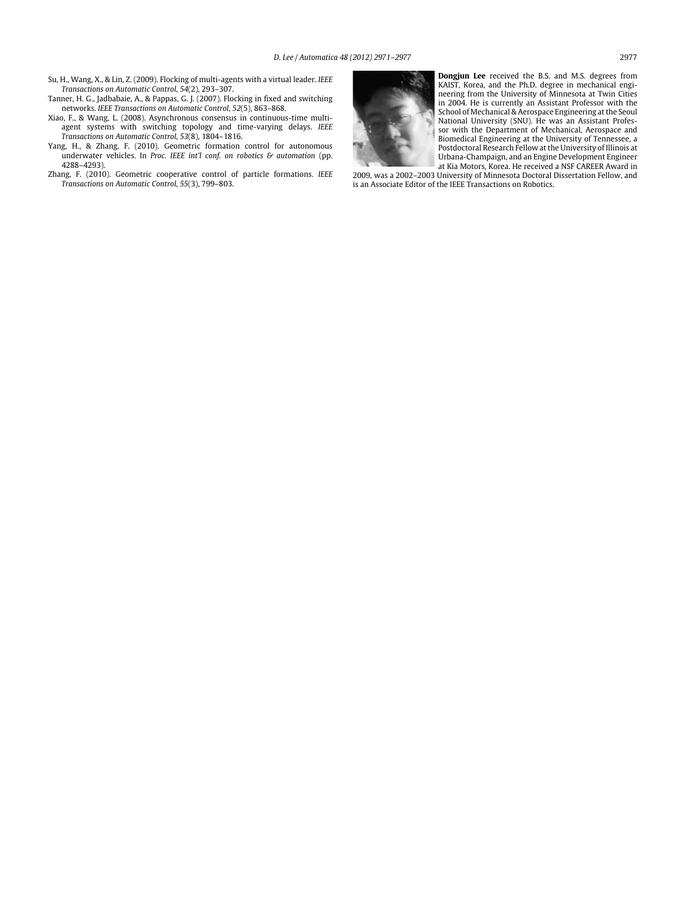Su, H., Wang, X., & Lin, Z. (2009). Flocking of multi-agents with a virtual leader. *IEEE Transactions on Automatic Control*, *54*(2), 293–307.

Tanner, H. G., Jadbabaie, A., & Pappas, G. J. (2007). Flocking in fixed and switching networks. *IEEE Transactions on Automatic Control*, *52*(5), 863–868.

Xiao, F., & Wang, L. (2008). Asynchronous consensus in continuous-time multi-agent systems with switching topology and time-varying delays. *IEEE Transactions on Automatic Control*, *53*(8), 1804–1816.

Yang, H., & Zhang, F. (2010). Geometric formation control for autonomous underwater vehicles. In *Proc. IEEE int'l conf. on robotics & automation* (pp. 4288–4293).

Zhang, F. (2010). Geometric cooperative control of particle formations. *IEEE Transactions on Automatic Control*, *55*(3), 799–803.

**Dongjun Lee** received the B.S. and M.S. degrees from KAIST, Korea, and the Ph.D. degree in mechanical engineering from the University of Minnesota at Twin Cities in 2004. He is currently an Assistant Professor with the School of Mechanical & Aerospace Engineering at the Seoul National University (SNU). He was an Assistant Professor with the Department of Mechanical, Aerospace and Biomedical Engineering at the University of Tennessee, a Postdoctoral Research Fellow at the University of Illinois at Urbana-Champaign, and an Engine Development Engineer at Kia Motors, Korea. He received a NSF CAREER Award in 2009, was a 2002–2003 University of Minnesota Doctoral Dissertation Fellow, and is an Associate Editor of the IEEE Transactions on Robotics.